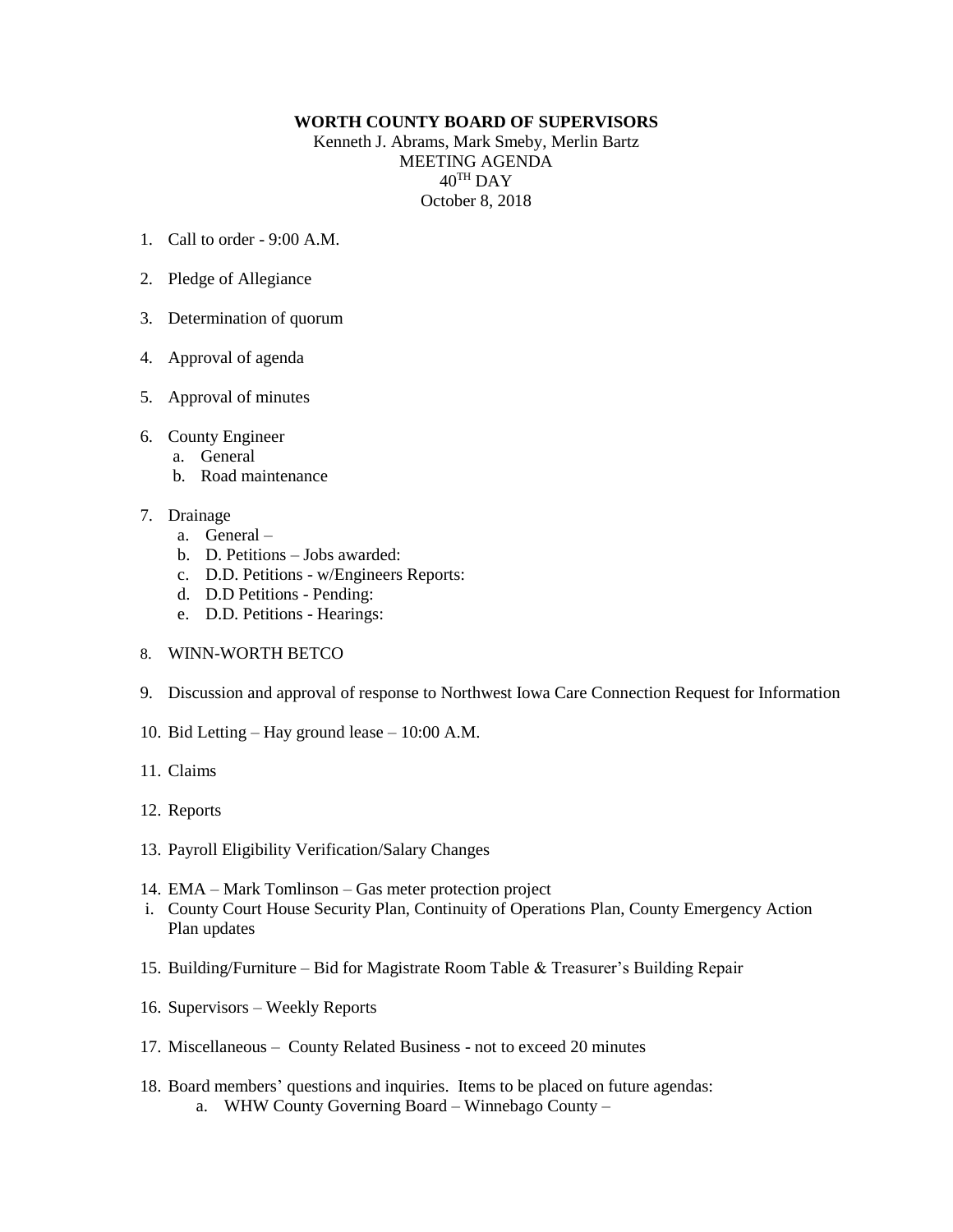**WORTH COUNTY BOARD OF SUPERVISORS**

Kenneth J. Abrams, Mark Smeby, Merlin Bartz
MEETING AGENDA
$40^{TH}$ DAY
October 8, 2018

1. Call to order - 9:00 A.M.

2. Pledge of Allegiance

3. Determination of quorum

4. Approval of agenda

5. Approval of minutes

6. County Engineer
   a. General
   b. Road maintenance

7. Drainage
   a. General –
   b. D. Petitions – Jobs awarded:
   c. D.D. Petitions - w/Engineers Reports:
   d. D.D Petitions - Pending:
   e. D.D. Petitions - Hearings:

8. WINN-WORTH BETCO

9. Discussion and approval of response to Northwest Iowa Care Connection Request for Information

10. Bid Letting – Hay ground lease – 10:00 A.M.

11. Claims

12. Reports

13. Payroll Eligibility Verification/Salary Changes

14. EMA – Mark Tomlinson – Gas meter protection project
   i. County Court House Security Plan, Continuity of Operations Plan, County Emergency Action Plan updates

15. Building/Furniture – Bid for Magistrate Room Table & Treasurer's Building Repair

16. Supervisors – Weekly Reports

17. Miscellaneous – County Related Business - not to exceed 20 minutes

18. Board members' questions and inquiries. Items to be placed on future agendas:
   a. WHW County Governing Board – Winnebago County –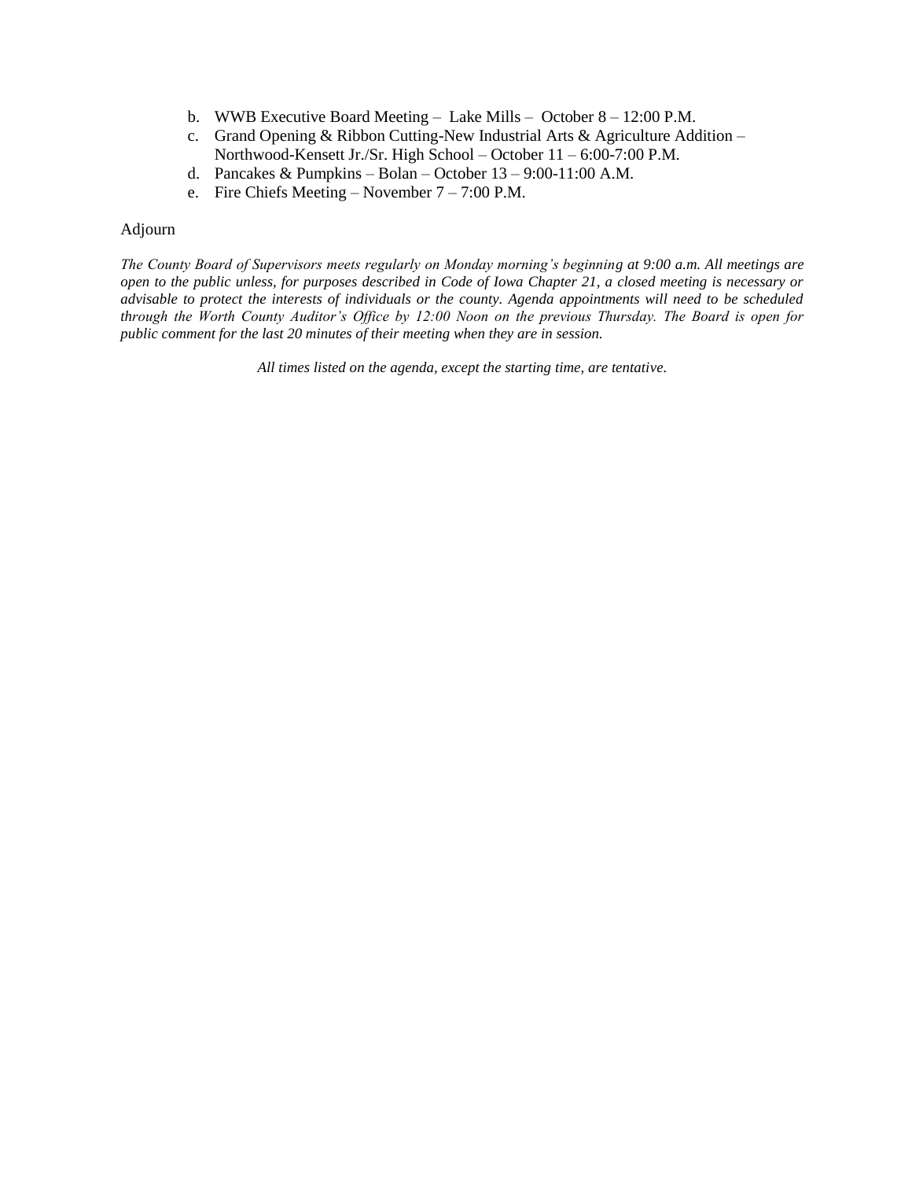b. WWB Executive Board Meeting – Lake Mills – October 8 – 12:00 P.M.
c. Grand Opening & Ribbon Cutting-New Industrial Arts & Agriculture Addition – Northwood-Kensett Jr./Sr. High School – October 11 – 6:00-7:00 P.M.
d. Pancakes & Pumpkins – Bolan – October 13 – 9:00-11:00 A.M.
e. Fire Chiefs Meeting – November 7 – 7:00 P.M.

Adjourn

*The County Board of Supervisors meets regularly on Monday morning's beginning at 9:00 a.m. All meetings are open to the public unless, for purposes described in Code of Iowa Chapter 21, a closed meeting is necessary or advisable to protect the interests of individuals or the county. Agenda appointments will need to be scheduled through the Worth County Auditor's Office by 12:00 Noon on the previous Thursday. The Board is open for public comment for the last 20 minutes of their meeting when they are in session.*

*All times listed on the agenda, except the starting time, are tentative.*